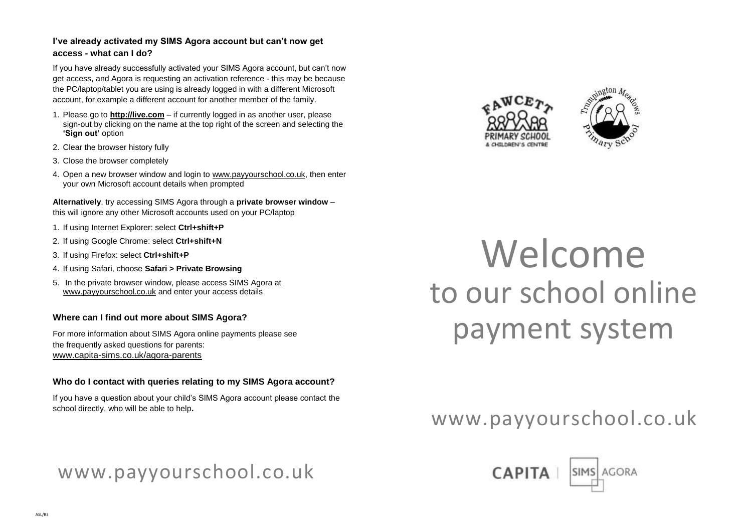### I've already activated my SIMS Agora account but can't now get access - what can I do?

If you have already successfully activated your SIMS Agora account, but can't now get access, and Agora is requesting an activation reference - this may be because the PC/laptop/tablet you are using is already logged in with a different Microsoft account, for example a different account for another member of the family.

1. Please go to **http://live.com** – if currently logged in as another user, please sign-out by clicking on the name at the top right of the screen and selecting the **'Sign out'** option
2. Clear the browser history fully
3. Close the browser completely
4. Open a new browser window and login to www.payyourschool.co.uk, then enter your own Microsoft account details when prompted

**Alternatively**, try accessing SIMS Agora through a **private browser window** – this will ignore any other Microsoft accounts used on your PC/laptop

1. If using Internet Explorer: select **Ctrl+shift+P**
2. If using Google Chrome: select **Ctrl+shift+N**
3. If using Firefox: select **Ctrl+shift+P**
4. If using Safari, choose **Safari > Private Browsing**
5. In the private browser window, please access SIMS Agora at www.payyourschool.co.uk and enter your access details

### Where can I find out more about SIMS Agora?

For more information about SIMS Agora online payments please see the frequently asked questions for parents:
www.capita-sims.co.uk/agora-parents

### Who do I contact with queries relating to my SIMS Agora account?

If you have a question about your child's SIMS Agora account please contact the school directly, who will be able to help**.**

www.payyourschool.co.uk

ASL/R3

FAWCETT PRIMARY SCHOOL & CHILDREN'S CENTRE

Trumpington Meadows Primary School

# Welcome
## to our school online payment system

www.payyourschool.co.uk

CAPITA | SIMS AGORA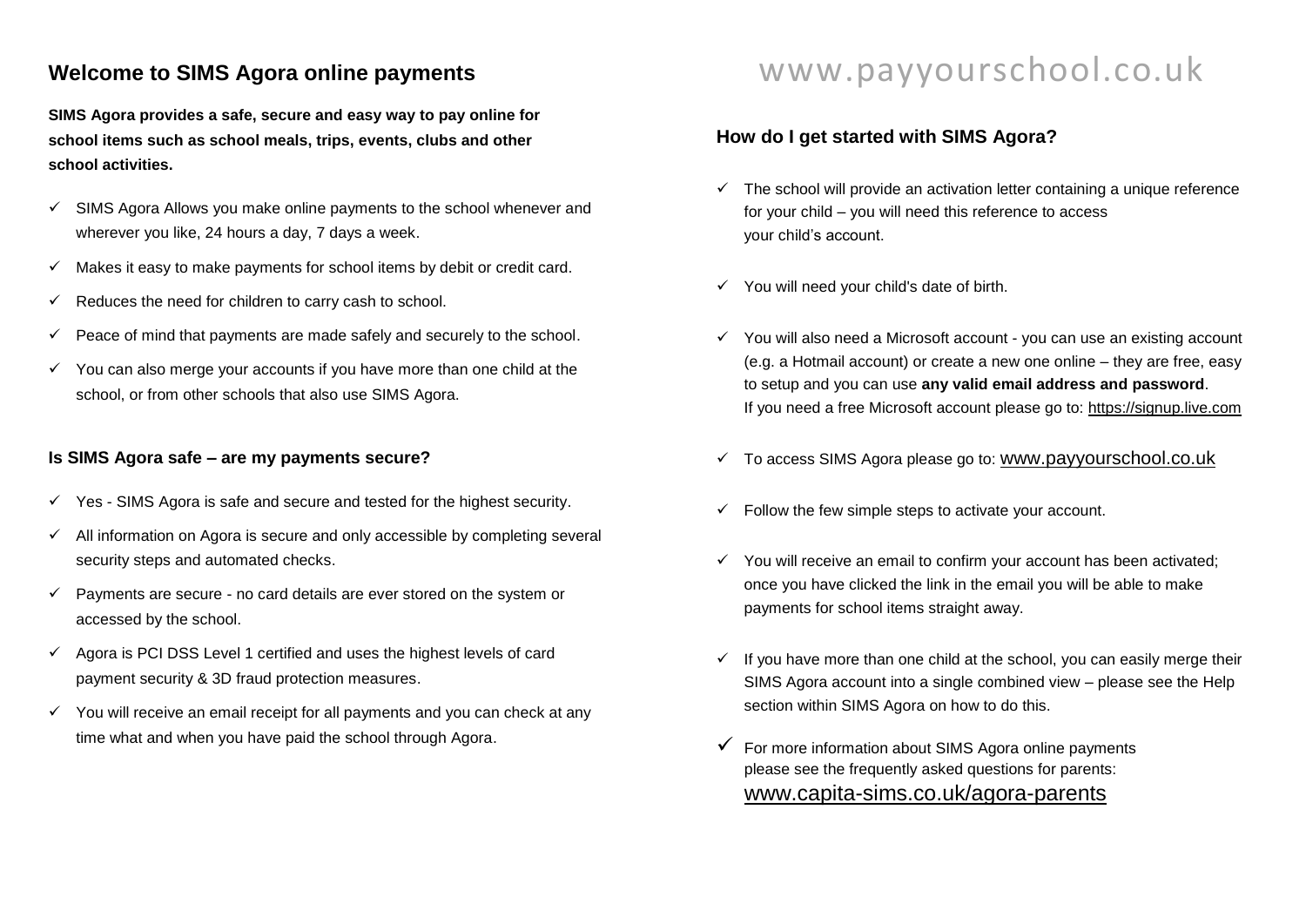## Welcome to SIMS Agora online payments

**SIMS Agora provides a safe, secure and easy way to pay online for school items such as school meals, trips, events, clubs and other school activities.**

- ✓ SIMS Agora Allows you make online payments to the school whenever and wherever you like, 24 hours a day, 7 days a week.
- ✓ Makes it easy to make payments for school items by debit or credit card.
- ✓ Reduces the need for children to carry cash to school.
- ✓ Peace of mind that payments are made safely and securely to the school.
- ✓ You can also merge your accounts if you have more than one child at the school, or from other schools that also use SIMS Agora.

### Is SIMS Agora safe – are my payments secure?

- ✓ Yes - SIMS Agora is safe and secure and tested for the highest security.
- ✓ All information on Agora is secure and only accessible by completing several security steps and automated checks.
- ✓ Payments are secure - no card details are ever stored on the system or accessed by the school.
- ✓ Agora is PCI DSS Level 1 certified and uses the highest levels of card payment security & 3D fraud protection measures.
- ✓ You will receive an email receipt for all payments and you can check at any time what and when you have paid the school through Agora.

# www.payyourschool.co.uk

### How do I get started with SIMS Agora?

- ✓ The school will provide an activation letter containing a unique reference for your child – you will need this reference to access your child's account.
- ✓ You will need your child's date of birth.
- ✓ You will also need a Microsoft account - you can use an existing account (e.g. a Hotmail account) or create a new one online – they are free, easy to setup and you can use **any valid email address and password**. If you need a free Microsoft account please go to: https://signup.live.com
- ✓ To access SIMS Agora please go to: www.payyourschool.co.uk
- ✓ Follow the few simple steps to activate your account.
- ✓ You will receive an email to confirm your account has been activated; once you have clicked the link in the email you will be able to make payments for school items straight away.
- ✓ If you have more than one child at the school, you can easily merge their SIMS Agora account into a single combined view – please see the Help section within SIMS Agora on how to do this.
- ✓ For more information about SIMS Agora online payments please see the frequently asked questions for parents: www.capita-sims.co.uk/agora-parents